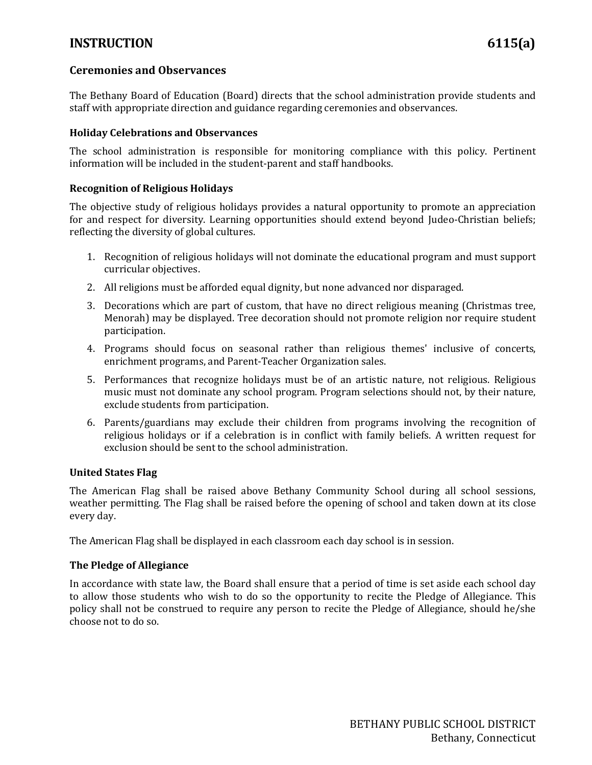# INSTRUCTION 6115(a)

## Ceremonies and Observances

The Bethany Board of Education (Board) directs that the school administration provide students and staff with appropriate direction and guidance regarding ceremonies and observances.

### Holiday Celebrations and Observances

The school administration is responsible for monitoring compliance with this policy. Pertinent information will be included in the student-parent and staff handbooks.

### Recognition of Religious Holidays

The objective study of religious holidays provides a natural opportunity to promote an appreciation for and respect for diversity. Learning opportunities should extend beyond Judeo-Christian beliefs; reflecting the diversity of global cultures.

1. Recognition of religious holidays will not dominate the educational program and must support curricular objectives.
2. All religions must be afforded equal dignity, but none advanced nor disparaged.
3. Decorations which are part of custom, that have no direct religious meaning (Christmas tree, Menorah) may be displayed. Tree decoration should not promote religion nor require student participation.
4. Programs should focus on seasonal rather than religious themes' inclusive of concerts, enrichment programs, and Parent-Teacher Organization sales.
5. Performances that recognize holidays must be of an artistic nature, not religious. Religious music must not dominate any school program. Program selections should not, by their nature, exclude students from participation.
6. Parents/guardians may exclude their children from programs involving the recognition of religious holidays or if a celebration is in conflict with family beliefs. A written request for exclusion should be sent to the school administration.

### United States Flag

The American Flag shall be raised above Bethany Community School during all school sessions, weather permitting. The Flag shall be raised before the opening of school and taken down at its close every day.

The American Flag shall be displayed in each classroom each day school is in session.

### The Pledge of Allegiance

In accordance with state law, the Board shall ensure that a period of time is set aside each school day to allow those students who wish to do so the opportunity to recite the Pledge of Allegiance. This policy shall not be construed to require any person to recite the Pledge of Allegiance, should he/she choose not to do so.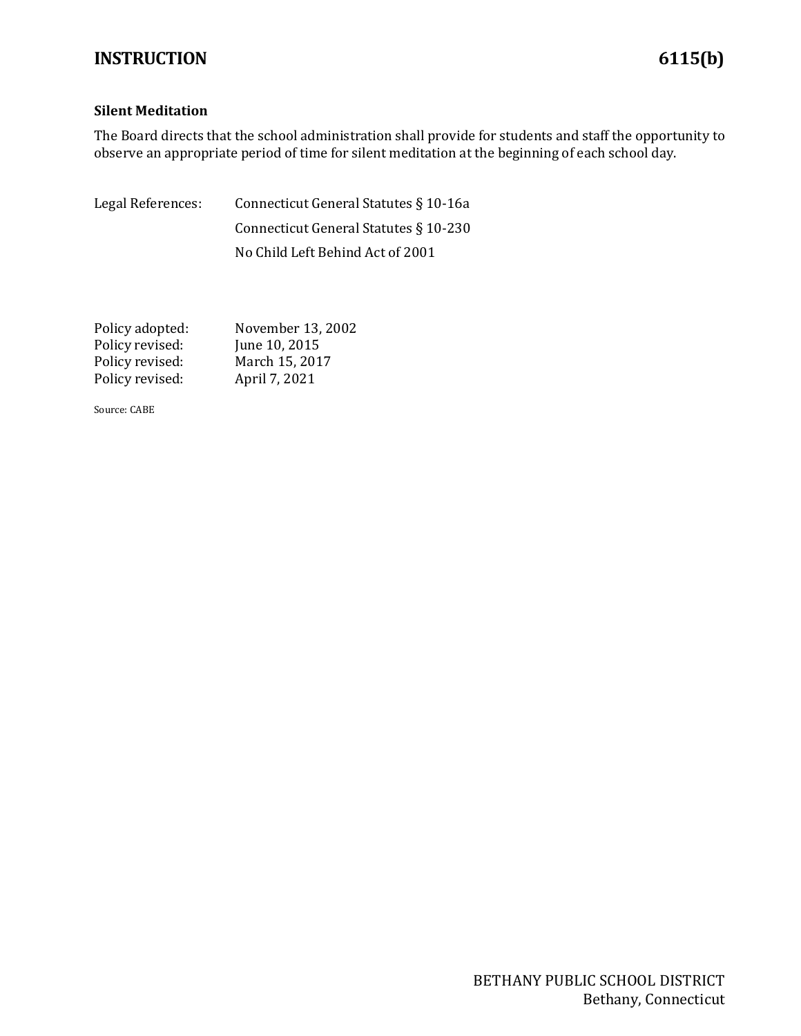**INSTRUCTION 6115(b)**

**Silent Meditation**

The Board directs that the school administration shall provide for students and staff the opportunity to observe an appropriate period of time for silent meditation at the beginning of each school day.

| | |
|---|---|
| Legal References: | Connecticut General Statutes § 10-16a |
| | Connecticut General Statutes § 10-230 |
| | No Child Left Behind Act of 2001 |

| | |
|---|---|
| Policy adopted: | November 13, 2002 |
| Policy revised: | June 10, 2015 |
| Policy revised: | March 15, 2017 |
| Policy revised: | April 7, 2021 |

Source: CABE

BETHANY PUBLIC SCHOOL DISTRICT
Bethany, Connecticut